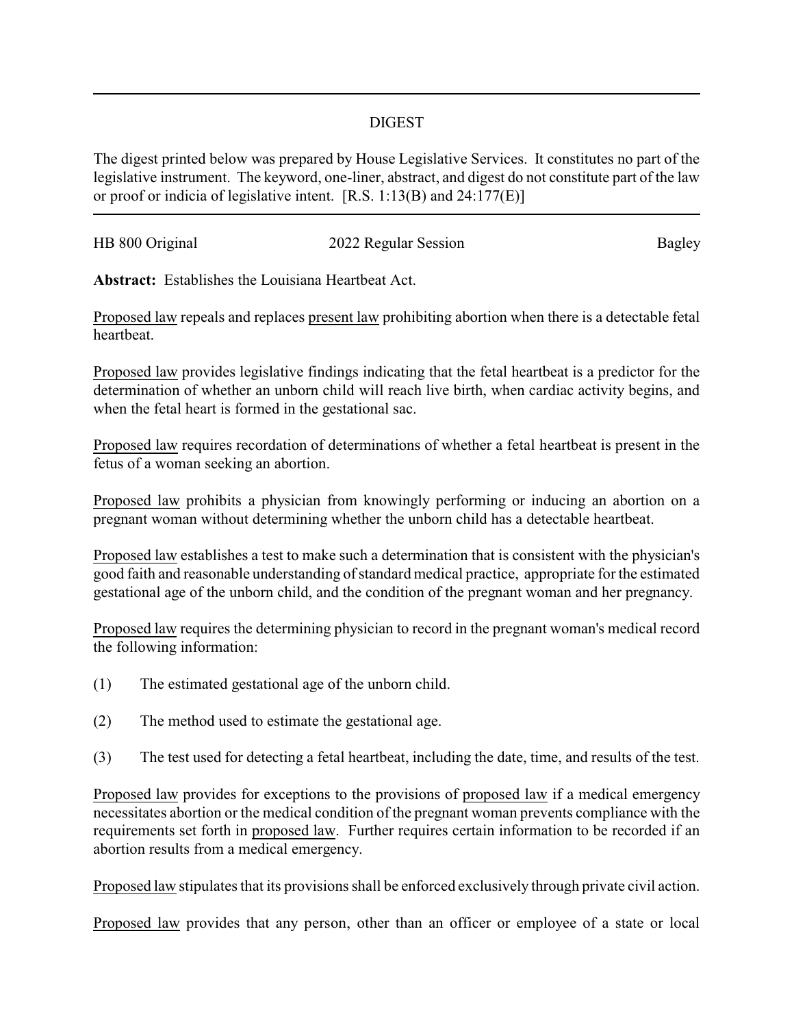DIGEST

The digest printed below was prepared by House Legislative Services. It constitutes no part of the legislative instrument. The keyword, one-liner, abstract, and digest do not constitute part of the law or proof or indicia of legislative intent. [R.S. 1:13(B) and 24:177(E)]

HB 800 Original | 2022 Regular Session | Bagley

**Abstract:** Establishes the Louisiana Heartbeat Act.

Proposed law repeals and replaces present law prohibiting abortion when there is a detectable fetal heartbeat.

Proposed law provides legislative findings indicating that the fetal heartbeat is a predictor for the determination of whether an unborn child will reach live birth, when cardiac activity begins, and when the fetal heart is formed in the gestational sac.

Proposed law requires recordation of determinations of whether a fetal heartbeat is present in the fetus of a woman seeking an abortion.

Proposed law prohibits a physician from knowingly performing or inducing an abortion on a pregnant woman without determining whether the unborn child has a detectable heartbeat.

Proposed law establishes a test to make such a determination that is consistent with the physician's good faith and reasonable understanding of standard medical practice, appropriate for the estimated gestational age of the unborn child, and the condition of the pregnant woman and her pregnancy.

Proposed law requires the determining physician to record in the pregnant woman's medical record the following information:

(1) The estimated gestational age of the unborn child.

(2) The method used to estimate the gestational age.

(3) The test used for detecting a fetal heartbeat, including the date, time, and results of the test.

Proposed law provides for exceptions to the provisions of proposed law if a medical emergency necessitates abortion or the medical condition of the pregnant woman prevents compliance with the requirements set forth in proposed law. Further requires certain information to be recorded if an abortion results from a medical emergency.

Proposed law stipulates that its provisions shall be enforced exclusively through private civil action.

Proposed law provides that any person, other than an officer or employee of a state or local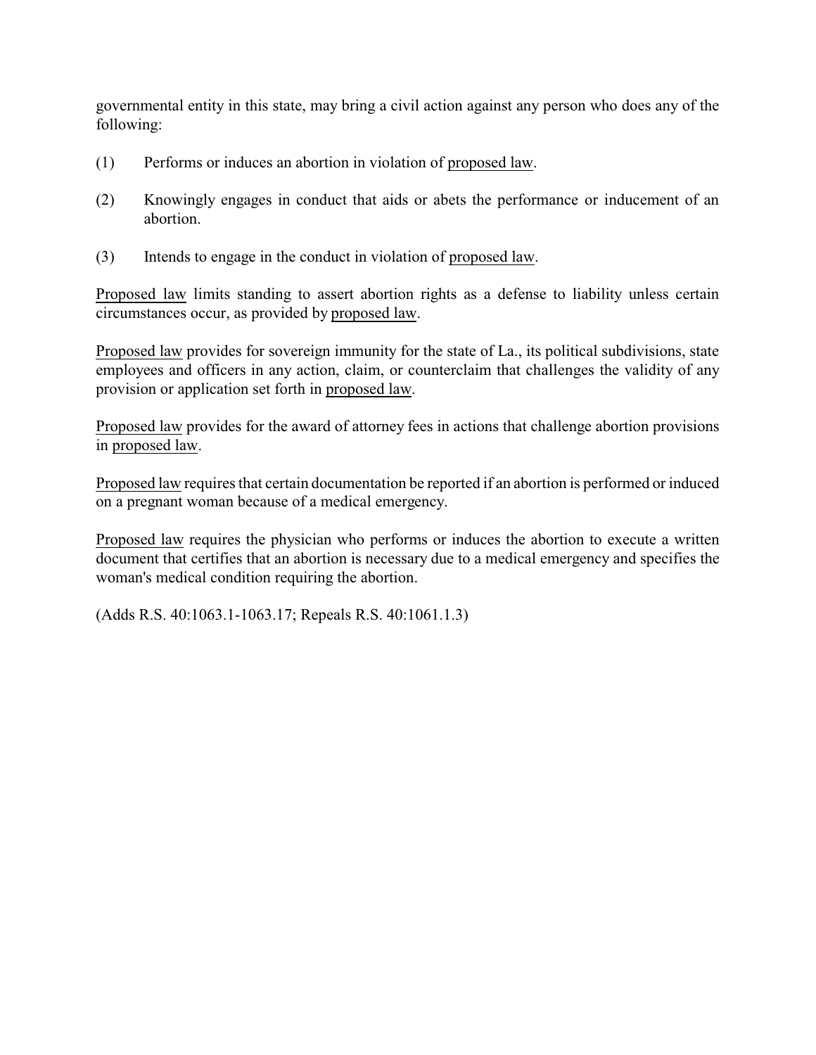governmental entity in this state, may bring a civil action against any person who does any of the following:

(1) Performs or induces an abortion in violation of proposed law.

(2) Knowingly engages in conduct that aids or abets the performance or inducement of an abortion.

(3) Intends to engage in the conduct in violation of proposed law.

Proposed law limits standing to assert abortion rights as a defense to liability unless certain circumstances occur, as provided by proposed law.

Proposed law provides for sovereign immunity for the state of La., its political subdivisions, state employees and officers in any action, claim, or counterclaim that challenges the validity of any provision or application set forth in proposed law.

Proposed law provides for the award of attorney fees in actions that challenge abortion provisions in proposed law.

Proposed law requires that certain documentation be reported if an abortion is performed or induced on a pregnant woman because of a medical emergency.

Proposed law requires the physician who performs or induces the abortion to execute a written document that certifies that an abortion is necessary due to a medical emergency and specifies the woman's medical condition requiring the abortion.

(Adds R.S. 40:1063.1-1063.17; Repeals R.S. 40:1061.1.3)